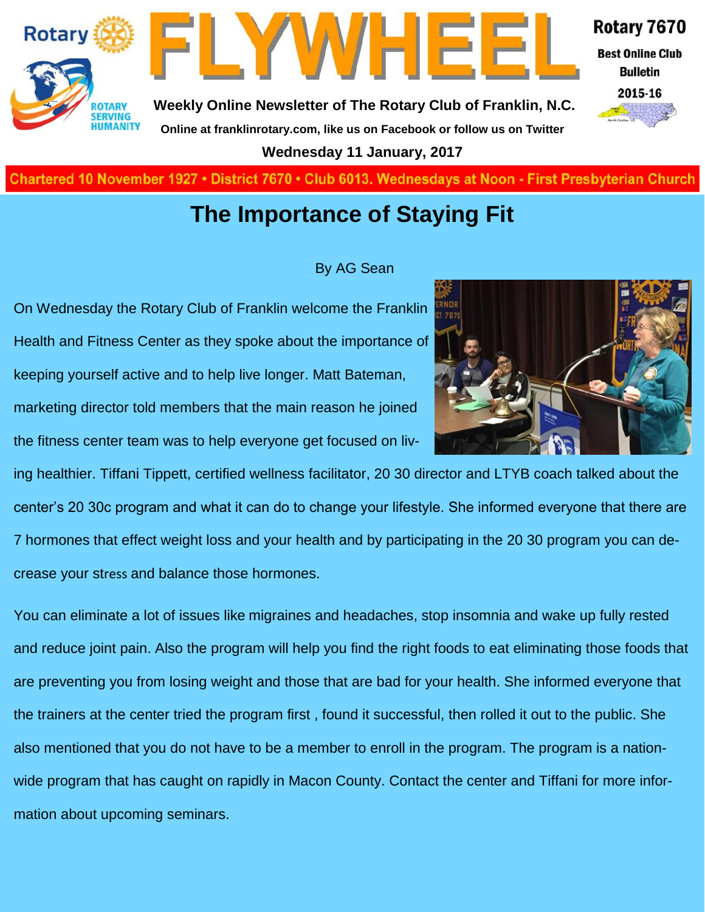# FLYWHEEL

**Rotary 7670**
**Best Online Club Bulletin**
**2015-16**

**Weekly Online Newsletter of The Rotary Club of Franklin, N.C.**

**Online at franklinrotary.com, like us on Facebook or follow us on Twitter**

**Wednesday 11 January, 2017**

**Chartered 10 November 1927 • District 7670 • Club 6013. Wednesdays at Noon - First Presbyterian Church**

## The Importance of Staying Fit

By AG Sean

On Wednesday the Rotary Club of Franklin welcome the Franklin Health and Fitness Center as they spoke about the importance of keeping yourself active and to help live longer. Matt Bateman, marketing director told members that the main reason he joined the fitness center team was to help everyone get focused on living healthier. Tiffani Tippett, certified wellness facilitator, 20 30 director and LTYB coach talked about the center's 20 30c program and what it can do to change your lifestyle. She informed everyone that there are 7 hormones that effect weight loss and your health and by participating in the 20 30 program you can decrease your stress and balance those hormones.

You can eliminate a lot of issues like migraines and headaches, stop insomnia and wake up fully rested and reduce joint pain. Also the program will help you find the right foods to eat eliminating those foods that are preventing you from losing weight and those that are bad for your health. She informed everyone that the trainers at the center tried the program first , found it successful, then rolled it out to the public. She also mentioned that you do not have to be a member to enroll in the program. The program is a nationwide program that has caught on rapidly in Macon County. Contact the center and Tiffani for more information about upcoming seminars.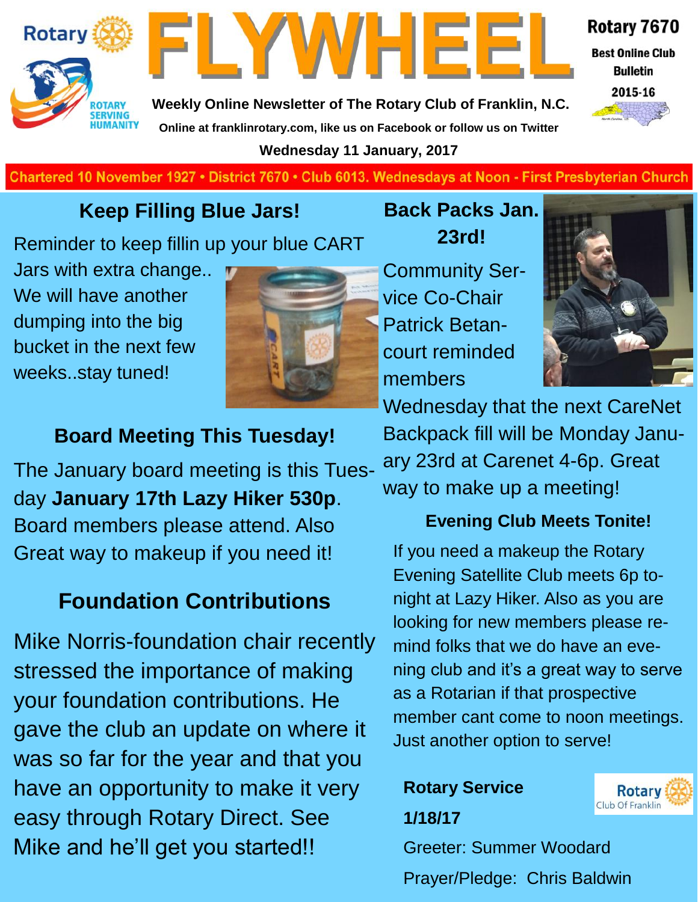# FLYWHEEL

Rotary 7670

Best Online Club Bulletin 2015-16

Weekly Online Newsletter of The Rotary Club of Franklin, N.C.

Online at franklinrotary.com, like us on Facebook or follow us on Twitter

Wednesday 11 January, 2017

Chartered 10 November 1927 • District 7670 • Club 6013. Wednesdays at Noon - First Presbyterian Church

## Keep Filling Blue Jars!

Reminder to keep fillin up your blue CART Jars with extra change.. We will have another dumping into the big bucket in the next few weeks..stay tuned!

## Board Meeting This Tuesday!

The January board meeting is this Tuesday **January 17th Lazy Hiker 530p**. Board members please attend. Also Great way to makeup if you need it!

## Foundation Contributions

Mike Norris-foundation chair recently stressed the importance of making your foundation contributions. He gave the club an update on where it was so far for the year and that you have an opportunity to make it very easy through Rotary Direct. See Mike and he'll get you started!!

## Back Packs Jan. 23rd!

Community Service Co-Chair Patrick Betancourt reminded members Wednesday that the next CareNet Backpack fill will be Monday January 23rd at Carenet 4-6p. Great way to make up a meeting!

### Evening Club Meets Tonite!

If you need a makeup the Rotary Evening Satellite Club meets 6p tonight at Lazy Hiker. Also as you are looking for new members please remind folks that we do have an evening club and it's a great way to serve as a Rotarian if that prospective member cant come to noon meetings. Just another option to serve!

**Rotary Service**

**1/18/17**

Greeter: Summer Woodard

Prayer/Pledge: Chris Baldwin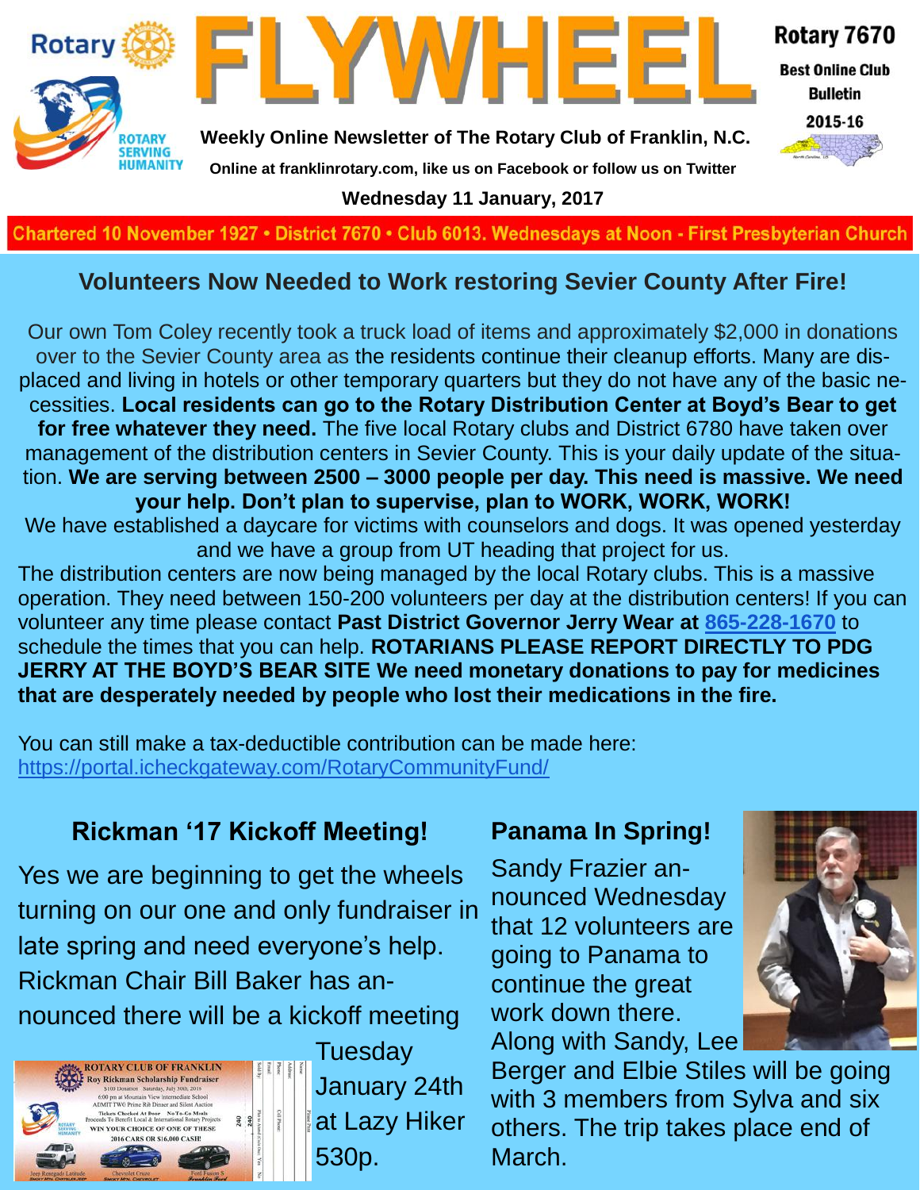# FLYWHEEL

Rotary 7670
Best Online Club Bulletin
2015-16

**Weekly Online Newsletter of The Rotary Club of Franklin, N.C.**

**Online at franklinrotary.com, like us on Facebook or follow us on Twitter**

**Wednesday 11 January, 2017**

**Chartered 10 November 1927 • District 7670 • Club 6013. Wednesdays at Noon - First Presbyterian Church**

## Volunteers Now Needed to Work restoring Sevier County After Fire!

Our own Tom Coley recently took a truck load of items and approximately $2,000 in donations over to the Sevier County area as the residents continue their cleanup efforts. Many are displaced and living in hotels or other temporary quarters but they do not have any of the basic necessities. **Local residents can go to the Rotary Distribution Center at Boyd's Bear to get for free whatever they need.** The five local Rotary clubs and District 6780 have taken over management of the distribution centers in Sevier County. This is your daily update of the situation. **We are serving between 2500 – 3000 people per day. This need is massive. We need your help. Don't plan to supervise, plan to WORK, WORK, WORK!**

We have established a daycare for victims with counselors and dogs. It was opened yesterday and we have a group from UT heading that project for us.

The distribution centers are now being managed by the local Rotary clubs. This is a massive operation. They need between 150-200 volunteers per day at the distribution centers! If you can volunteer any time please contact **Past District Governor Jerry Wear at 865-228-1670** to schedule the times that you can help. **ROTARIANS PLEASE REPORT DIRECTLY TO PDG JERRY AT THE BOYD'S BEAR SITE We need monetary donations to pay for medicines that are desperately needed by people who lost their medications in the fire.**

You can still make a tax-deductible contribution can be made here:
https://portal.icheckgateway.com/RotaryCommunityFund/

## Rickman '17 Kickoff Meeting!

Yes we are beginning to get the wheels turning on our one and only fundraiser in late spring and need everyone's help. Rickman Chair Bill Baker has announced there will be a kickoff meeting Tuesday January 24th at Lazy Hiker 530p.

## Panama In Spring!

Sandy Frazier announced Wednesday that 12 volunteers are going to Panama to continue the great work down there. Along with Sandy, Lee Berger and Elbie Stiles will be going with 3 members from Sylva and six others. The trip takes place end of March.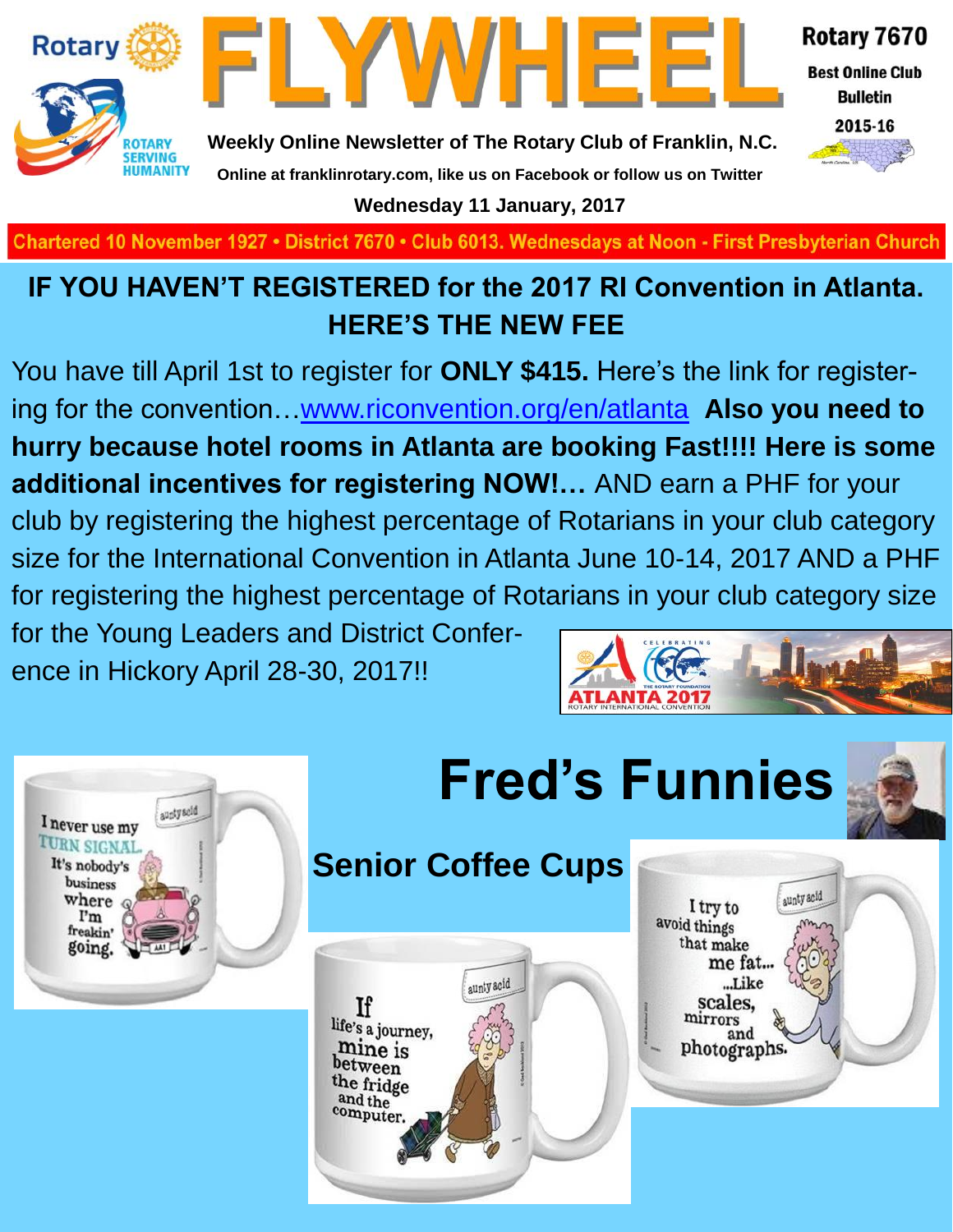# FLYWHEEL

Rotary 7670

Best Online Club Bulletin 2015-16

Weekly Online Newsletter of The Rotary Club of Franklin, N.C.

Online at franklinrotary.com, like us on Facebook or follow us on Twitter

Wednesday 11 January, 2017

Chartered 10 November 1927 • District 7670 • Club 6013. Wednesdays at Noon - First Presbyterian Church

## IF YOU HAVEN'T REGISTERED for the 2017 RI Convention in Atlanta. HERE'S THE NEW FEE

You have till April 1st to register for **ONLY $415.** Here's the link for registering for the convention…www.riconvention.org/en/atlanta **Also you need to hurry because hotel rooms in Atlanta are booking Fast!!!! Here is some additional incentives for registering NOW!…** AND earn a PHF for your club by registering the highest percentage of Rotarians in your club category size for the International Convention in Atlanta June 10-14, 2017 AND a PHF for registering the highest percentage of Rotarians in your club category size for the Young Leaders and District Conference in Hickory April 28-30, 2017!!

# Fred's Funnies

## Senior Coffee Cups

I never use my TURN SIGNAL. It's nobody's business where I'm freakin' going.

If life's a journey, mine is between the fridge and the computer.

I try to avoid things that make me fat... ...Like scales, mirrors and photographs.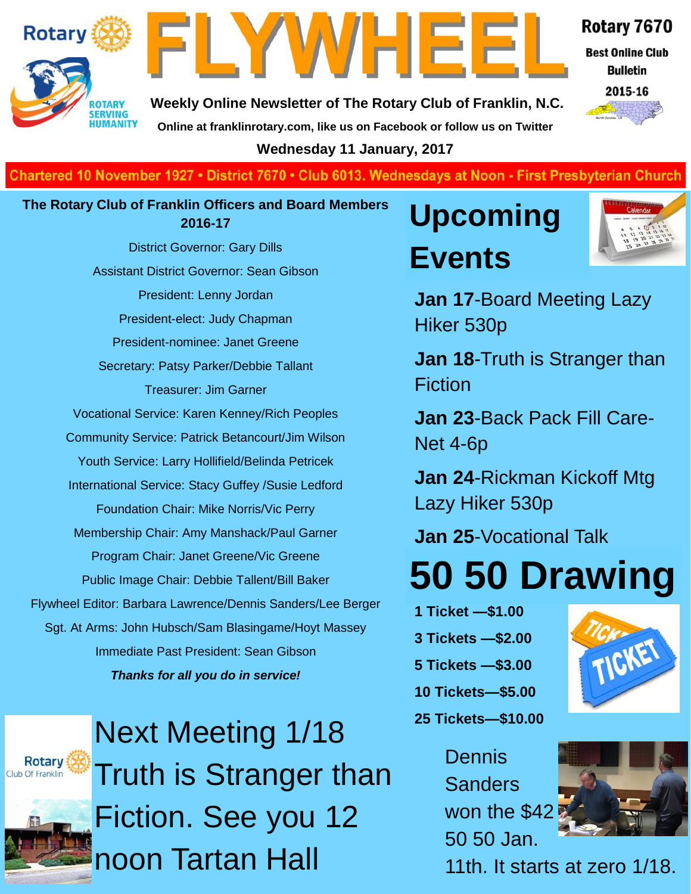# FLYWHEEL

Rotary 7670
Best Online Club Bulletin
2015-16

Weekly Online Newsletter of The Rotary Club of Franklin, N.C.

Online at franklinrotary.com, like us on Facebook or follow us on Twitter

**Wednesday 11 January, 2017**

Chartered 10 November 1927 • District 7670 • Club 6013. Wednesdays at Noon - First Presbyterian Church

**The Rotary Club of Franklin Officers and Board Members 2016-17**

District Governor: Gary Dills

Assistant District Governor: Sean Gibson

President: Lenny Jordan

President-elect: Judy Chapman

President-nominee: Janet Greene

Secretary: Patsy Parker/Debbie Tallant

Treasurer: Jim Garner

Vocational Service: Karen Kenney/Rich Peoples

Community Service: Patrick Betancourt/Jim Wilson

Youth Service: Larry Hollifield/Belinda Petricek

International Service: Stacy Guffey /Susie Ledford

Foundation Chair: Mike Norris/Vic Perry

Membership Chair: Amy Manshack/Paul Garner

Program Chair: Janet Greene/Vic Greene

Public Image Chair: Debbie Tallent/Bill Baker

Flywheel Editor: Barbara Lawrence/Dennis Sanders/Lee Berger

Sgt. At Arms: John Hubsch/Sam Blasingame/Hoyt Massey

Immediate Past President: Sean Gibson

***Thanks for all you do in service!***

Next Meeting 1/18 Truth is Stranger than Fiction. See you 12 noon Tartan Hall

## Upcoming Events

**Jan 17**-Board Meeting Lazy Hiker 530p

**Jan 18**-Truth is Stranger than Fiction

**Jan 23**-Back Pack Fill Care-Net 4-6p

**Jan 24**-Rickman Kickoff Mtg Lazy Hiker 530p

**Jan 25**-Vocational Talk

## 50 50 Drawing

**1 Ticket —$1.00**

**3 Tickets —$2.00**

**5 Tickets —$3.00**

**10 Tickets—$5.00**

**25 Tickets—$10.00**

Dennis Sanders won the $42 50 50 Jan. 11th. It starts at zero 1/18.